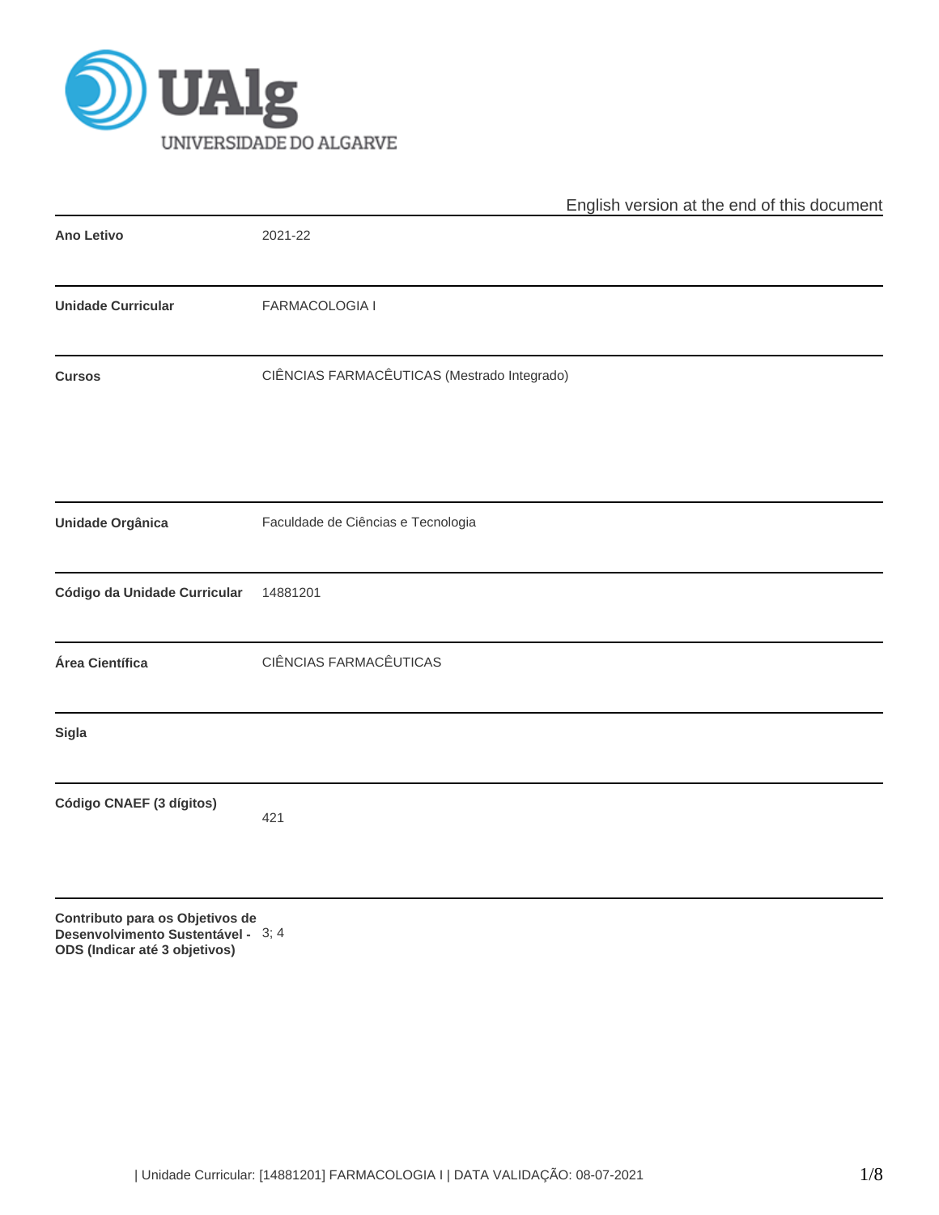English version at the end of this document

| | |
|---|---|
| **Ano Letivo** | 2021-22 |
| **Unidade Curricular** | FARMACOLOGIA I |
| **Cursos** | CIÊNCIAS FARMACÊUTICAS (Mestrado Integrado) |
| **Unidade Orgânica** | Faculdade de Ciências e Tecnologia |
| **Código da Unidade Curricular** | 14881201 |
| **Área Científica** | CIÊNCIAS FARMACÊUTICAS |
| **Sigla** | |
| **Código CNAEF (3 dígitos)** | 421 |
| **Contributo para os Objetivos de Desenvolvimento Sustentável - ODS (Indicar até 3 objetivos)** | 3; 4 |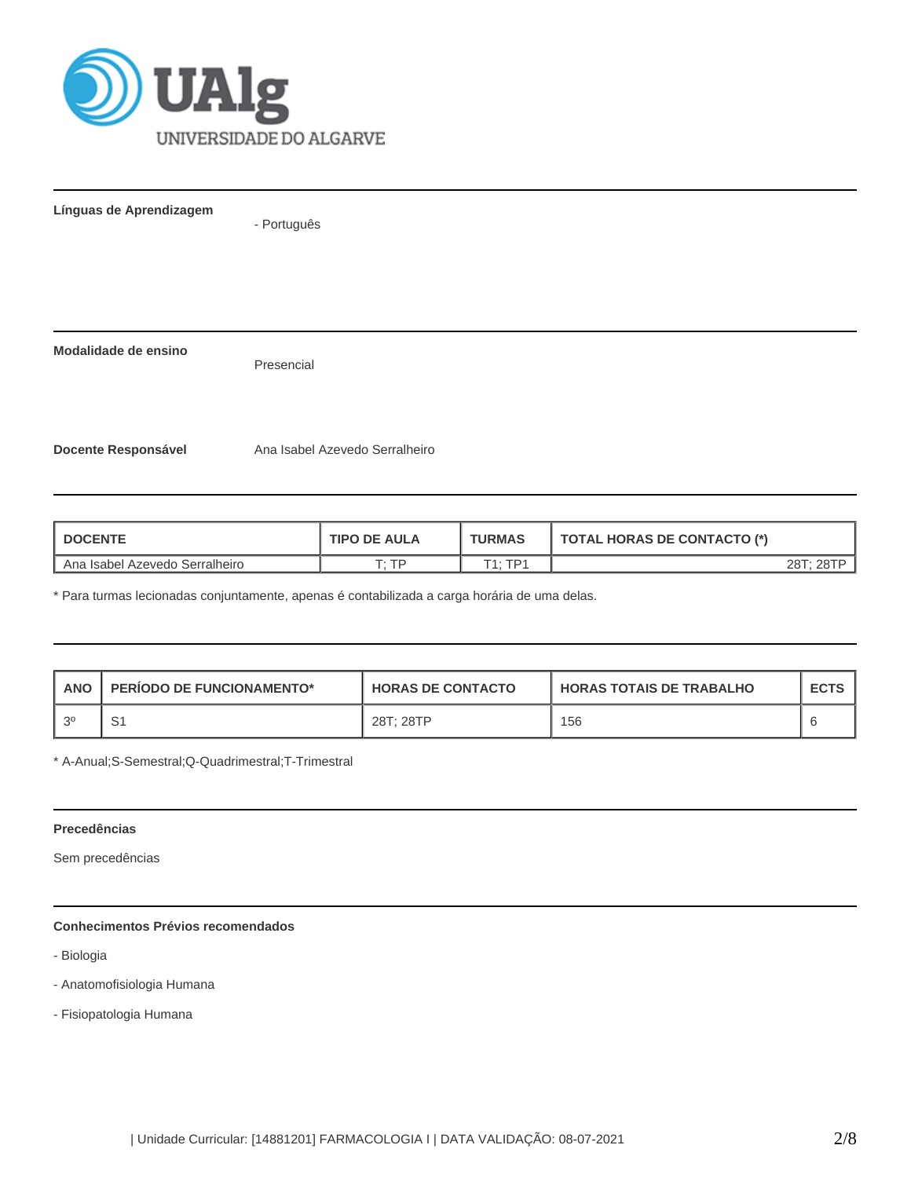**Línguas de Aprendizagem**

- Português

**Modalidade de ensino**

Presencial

**Docente Responsável**

Ana Isabel Azevedo Serralheiro

| DOCENTE | TIPO DE AULA | TURMAS | TOTAL HORAS DE CONTACTO (*) |
|---|---|---|---|
| Ana Isabel Azevedo Serralheiro | T; TP | T1; TP1 | 28T; 28TP |

* Para turmas lecionadas conjuntamente, apenas é contabilizada a carga horária de uma delas.

| ANO | PERÍODO DE FUNCIONAMENTO* | HORAS DE CONTACTO | HORAS TOTAIS DE TRABALHO | ECTS |
|---|---|---|---|---|
| 3º | S1 | 28T; 28TP | 156 | 6 |

* A-Anual;S-Semestral;Q-Quadrimestral;T-Trimestral

**Precedências**

Sem precedências

**Conhecimentos Prévios recomendados**

- Biologia

- Anatomofisiologia Humana

- Fisiopatologia Humana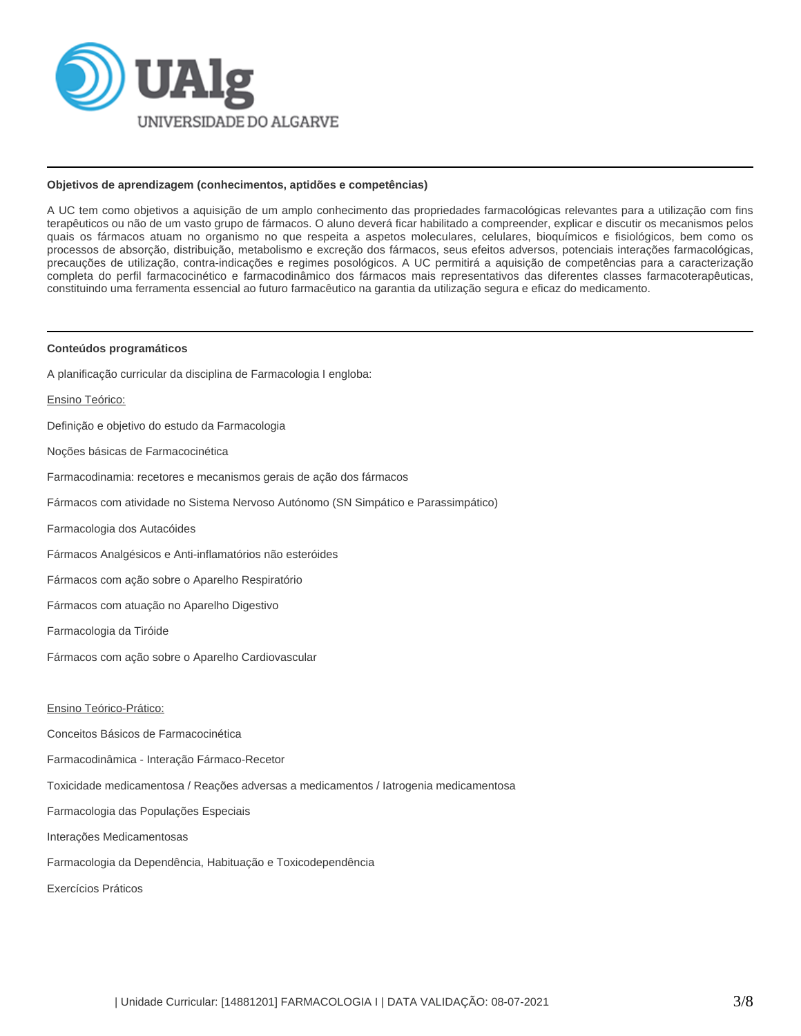#### Objetivos de aprendizagem (conhecimentos, aptidões e competências)

A UC tem como objetivos a aquisição de um amplo conhecimento das propriedades farmacológicas relevantes para a utilização com fins terapêuticos ou não de um vasto grupo de fármacos. O aluno deverá ficar habilitado a compreender, explicar e discutir os mecanismos pelos quais os fármacos atuam no organismo no que respeita a aspetos moleculares, celulares, bioquímicos e fisiológicos, bem como os processos de absorção, distribuição, metabolismo e excreção dos fármacos, seus efeitos adversos, potenciais interações farmacológicas, precauções de utilização, contra-indicações e regimes posológicos. A UC permitirá a aquisição de competências para a caracterização completa do perfil farmacocinético e farmacodinâmico dos fármacos mais representativos das diferentes classes farmacoterapêuticas, constituindo uma ferramenta essencial ao futuro farmacêutico na garantia da utilização segura e eficaz do medicamento.

#### Conteúdos programáticos

A planificação curricular da disciplina de Farmacologia I engloba:

Ensino Teórico:

Definição e objetivo do estudo da Farmacologia

Noções básicas de Farmacocinética

Farmacodinamia: recetores e mecanismos gerais de ação dos fármacos

Fármacos com atividade no Sistema Nervoso Autónomo (SN Simpático e Parassimpático)

Farmacologia dos Autacóides

Fármacos Analgésicos e Anti-inflamatórios não esteróides

Fármacos com ação sobre o Aparelho Respiratório

Fármacos com atuação no Aparelho Digestivo

Farmacologia da Tiróide

Fármacos com ação sobre o Aparelho Cardiovascular

Ensino Teórico-Prático:

Conceitos Básicos de Farmacocinética

Farmacodinâmica - Interação Fármaco-Recetor

Toxicidade medicamentosa / Reações adversas a medicamentos / Iatrogenia medicamentosa

Farmacologia das Populações Especiais

Interações Medicamentosas

Farmacologia da Dependência, Habituação e Toxicodependência

Exercícios Práticos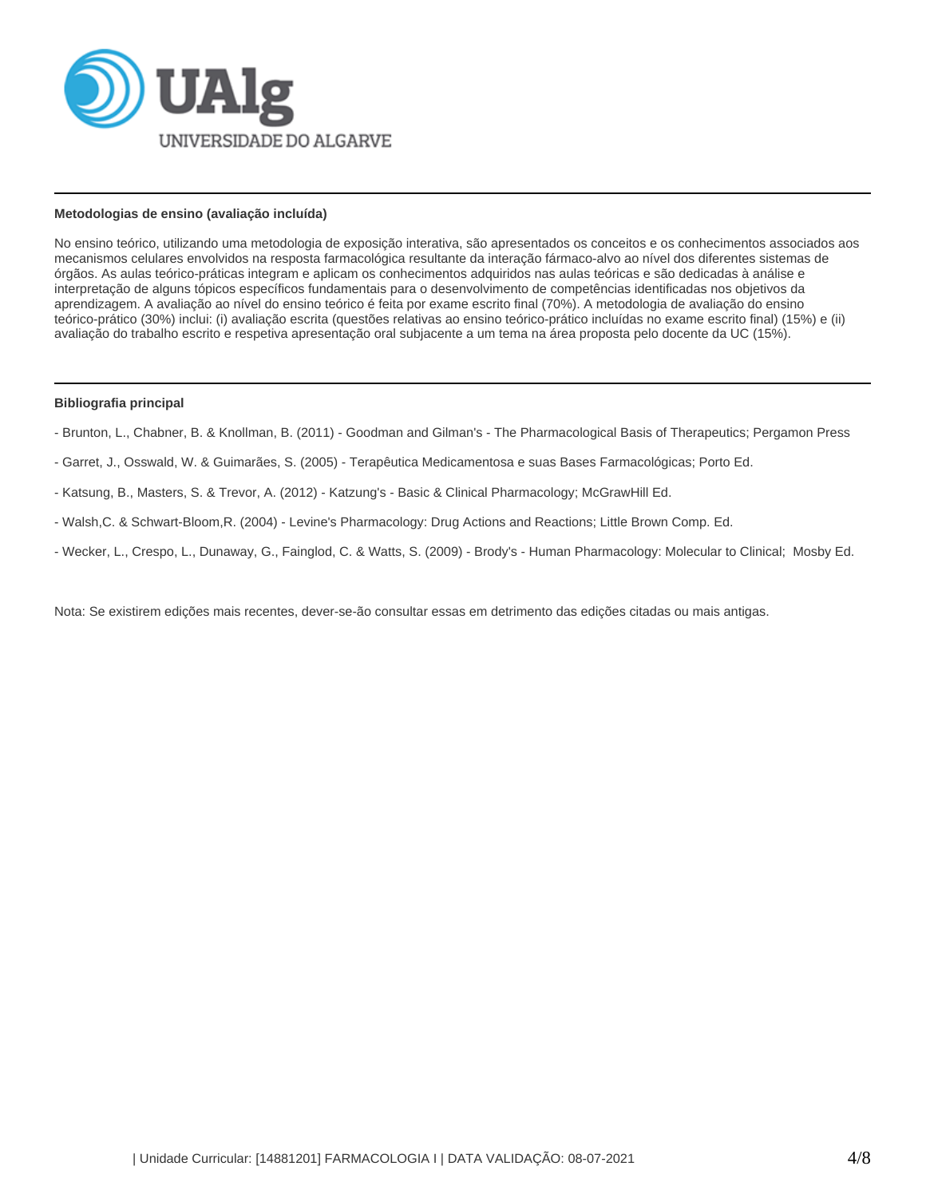### Metodologias de ensino (avaliação incluída)

No ensino teórico, utilizando uma metodologia de exposição interativa, são apresentados os conceitos e os conhecimentos associados aos mecanismos celulares envolvidos na resposta farmacológica resultante da interação fármaco-alvo ao nível dos diferentes sistemas de órgãos. As aulas teórico-práticas integram e aplicam os conhecimentos adquiridos nas aulas teóricas e são dedicadas à análise e interpretação de alguns tópicos específicos fundamentais para o desenvolvimento de competências identificadas nos objetivos da aprendizagem. A avaliação ao nível do ensino teórico é feita por exame escrito final (70%). A metodologia de avaliação do ensino teórico-prático (30%) inclui: (i) avaliação escrita (questões relativas ao ensino teórico-prático incluídas no exame escrito final) (15%) e (ii) avaliação do trabalho escrito e respetiva apresentação oral subjacente a um tema na área proposta pelo docente da UC (15%).

### Bibliografia principal

- Brunton, L., Chabner, B. & Knollman, B. (2011) - Goodman and Gilman's - The Pharmacological Basis of Therapeutics; Pergamon Press

- Garret, J., Osswald, W. & Guimarães, S. (2005) - Terapêutica Medicamentosa e suas Bases Farmacológicas; Porto Ed.

- Katsung, B., Masters, S. & Trevor, A. (2012) - Katzung's - Basic & Clinical Pharmacology; McGrawHill Ed.

- Walsh,C. & Schwart-Bloom,R. (2004) - Levine's Pharmacology: Drug Actions and Reactions; Little Brown Comp. Ed.

- Wecker, L., Crespo, L., Dunaway, G., Fainglod, C. & Watts, S. (2009) - Brody's - Human Pharmacology: Molecular to Clinical; Mosby Ed.

Nota: Se existirem edições mais recentes, dever-se-ão consultar essas em detrimento das edições citadas ou mais antigas.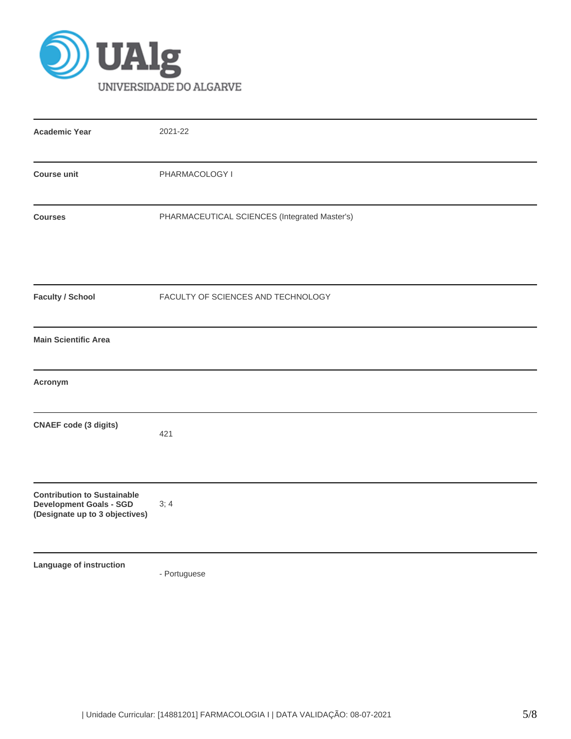| | |
|---|---|
| **Academic Year** | 2021-22 |
| **Course unit** | PHARMACOLOGY I |
| **Courses** | PHARMACEUTICAL SCIENCES (Integrated Master's) |
| **Faculty / School** | FACULTY OF SCIENCES AND TECHNOLOGY |
| **Main Scientific Area** | |
| **Acronym** | |
| **CNAEF code (3 digits)** | 421 |
| **Contribution to Sustainable Development Goals - SGD (Designate up to 3 objectives)** | 3; 4 |
| **Language of instruction** | - Portuguese |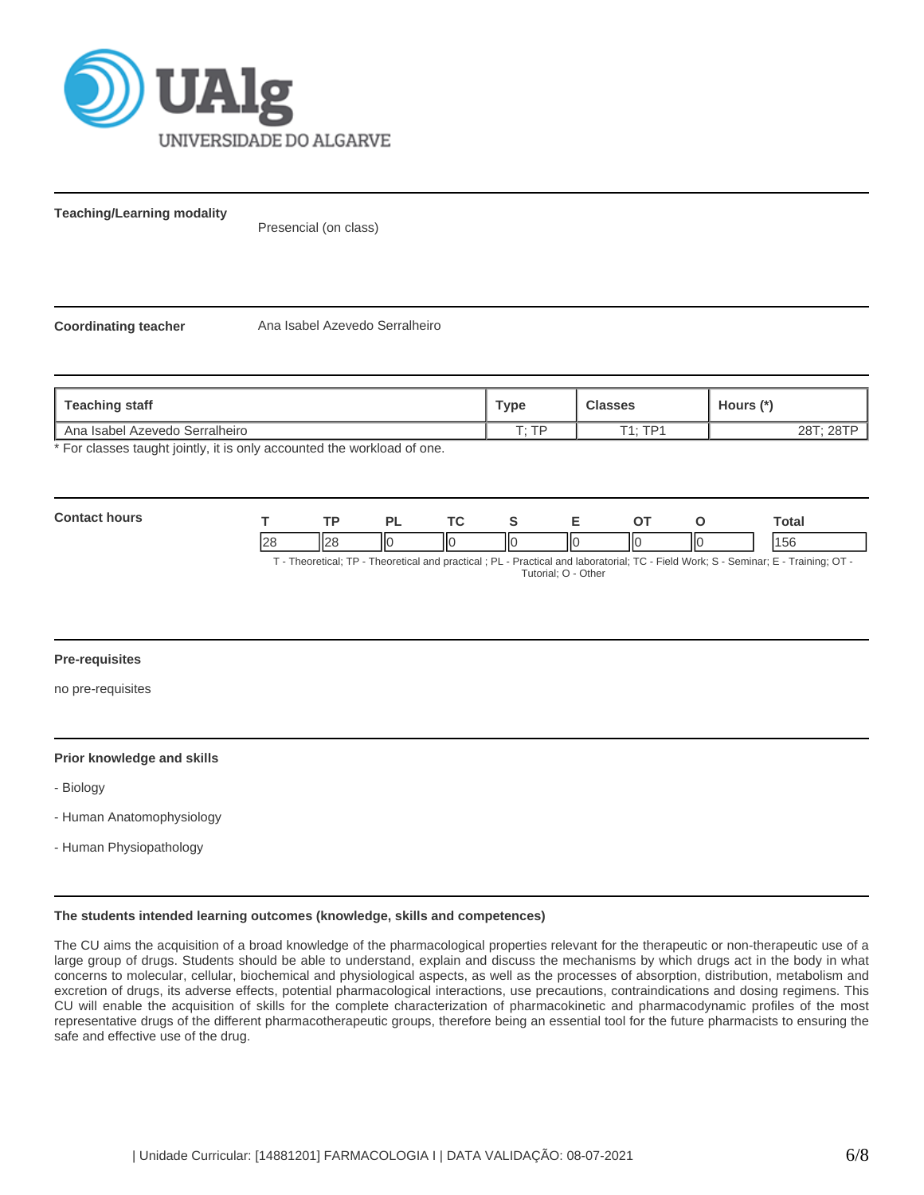**Teaching/Learning modality**

Presencial (on class)

**Coordinating teacher**

Ana Isabel Azevedo Serralheiro

| Teaching staff | Type | Classes | Hours (*) |
|---|---|---|---|
| Ana Isabel Azevedo Serralheiro | T; TP | T1; TP1 | 28T; 28TP |

* For classes taught jointly, it is only accounted the workload of one.

**Contact hours**

| T | TP | PL | TC | S | E | OT | O | Total |
|---|---|---|---|---|---|---|---|---|
| 28 | 28 | 0 | 0 | 0 | 0 | 0 | 0 | 156 |

T - Theoretical; TP - Theoretical and practical ; PL - Practical and laboratorial; TC - Field Work; S - Seminar; E - Training; OT - Tutorial; O - Other

**Pre-requisites**

no pre-requisites

**Prior knowledge and skills**

- Biology

- Human Anatomophysiology

- Human Physiopathology

**The students intended learning outcomes (knowledge, skills and competences)**

The CU aims the acquisition of a broad knowledge of the pharmacological properties relevant for the therapeutic or non-therapeutic use of a large group of drugs. Students should be able to understand, explain and discuss the mechanisms by which drugs act in the body in what concerns to molecular, cellular, biochemical and physiological aspects, as well as the processes of absorption, distribution, metabolism and excretion of drugs, its adverse effects, potential pharmacological interactions, use precautions, contraindications and dosing regimens. This CU will enable the acquisition of skills for the complete characterization of pharmacokinetic and pharmacodynamic profiles of the most representative drugs of the different pharmacotherapeutic groups, therefore being an essential tool for the future pharmacists to ensuring the safe and effective use of the drug.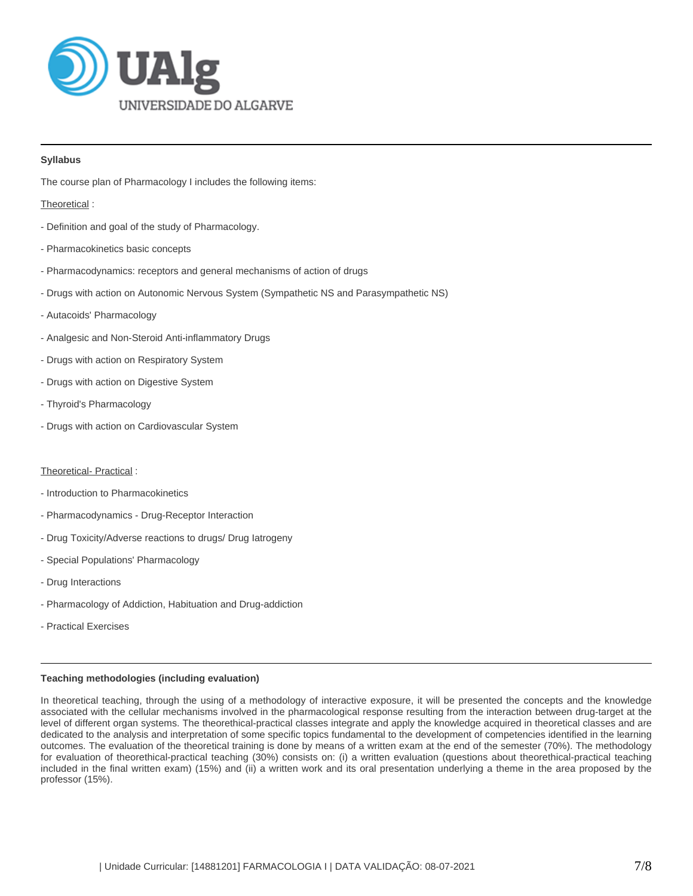## Syllabus

The course plan of Pharmacology I includes the following items:

Theoretical :

- Definition and goal of the study of Pharmacology.
- Pharmacokinetics basic concepts
- Pharmacodynamics: receptors and general mechanisms of action of drugs
- Drugs with action on Autonomic Nervous System (Sympathetic NS and Parasympathetic NS)
- Autacoids' Pharmacology
- Analgesic and Non-Steroid Anti-inflammatory Drugs
- Drugs with action on Respiratory System
- Drugs with action on Digestive System
- Thyroid's Pharmacology
- Drugs with action on Cardiovascular System

Theoretical- Practical :

- Introduction to Pharmacokinetics
- Pharmacodynamics - Drug-Receptor Interaction
- Drug Toxicity/Adverse reactions to drugs/ Drug Iatrogeny
- Special Populations' Pharmacology
- Drug Interactions
- Pharmacology of Addiction, Habituation and Drug-addiction
- Practical Exercises

## Teaching methodologies (including evaluation)

In theoretical teaching, through the using of a methodology of interactive exposure, it will be presented the concepts and the knowledge associated with the cellular mechanisms involved in the pharmacological response resulting from the interaction between drug-target at the level of different organ systems. The theorethical-practical classes integrate and apply the knowledge acquired in theoretical classes and are dedicated to the analysis and interpretation of some specific topics fundamental to the development of competencies identified in the learning outcomes. The evaluation of the theoretical training is done by means of a written exam at the end of the semester (70%). The methodology for evaluation of theorethical-practical teaching (30%) consists on: (i) a written evaluation (questions about theorethical-practical teaching included in the final written exam) (15%) and (ii) a written work and its oral presentation underlying a theme in the area proposed by the professor (15%).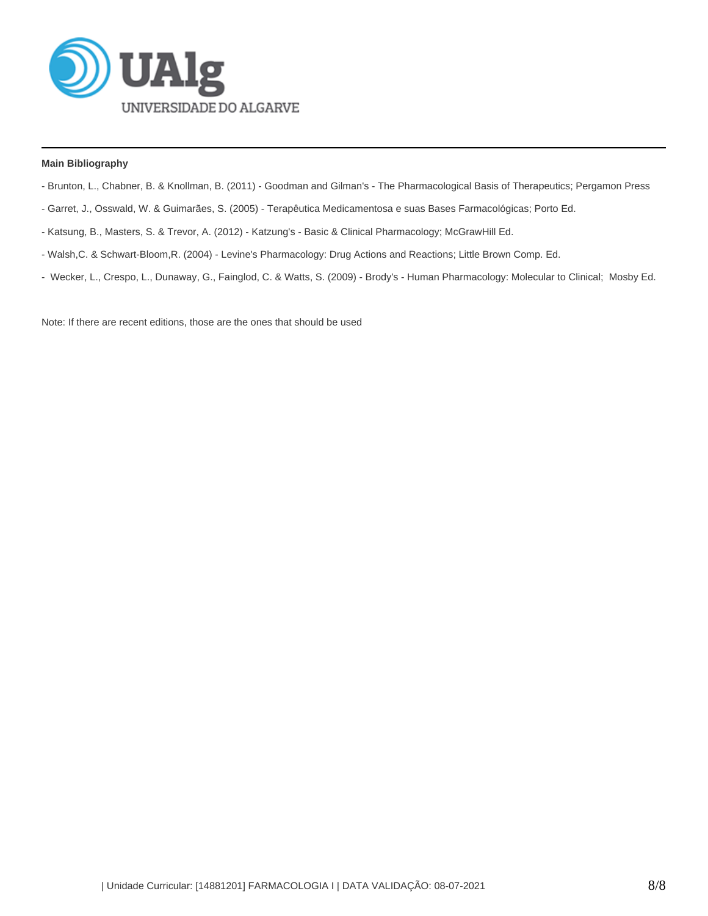**Main Bibliography**

- Brunton, L., Chabner, B. & Knollman, B. (2011) - Goodman and Gilman's - The Pharmacological Basis of Therapeutics; Pergamon Press
- Garret, J., Osswald, W. & Guimarães, S. (2005) - Terapêutica Medicamentosa e suas Bases Farmacológicas; Porto Ed.
- Katsung, B., Masters, S. & Trevor, A. (2012) - Katzung's - Basic & Clinical Pharmacology; McGrawHill Ed.
- Walsh,C. & Schwart-Bloom,R. (2004) - Levine's Pharmacology: Drug Actions and Reactions; Little Brown Comp. Ed.
- Wecker, L., Crespo, L., Dunaway, G., Fainglod, C. & Watts, S. (2009) - Brody's - Human Pharmacology: Molecular to Clinical; Mosby Ed.

Note: If there are recent editions, those are the ones that should be used